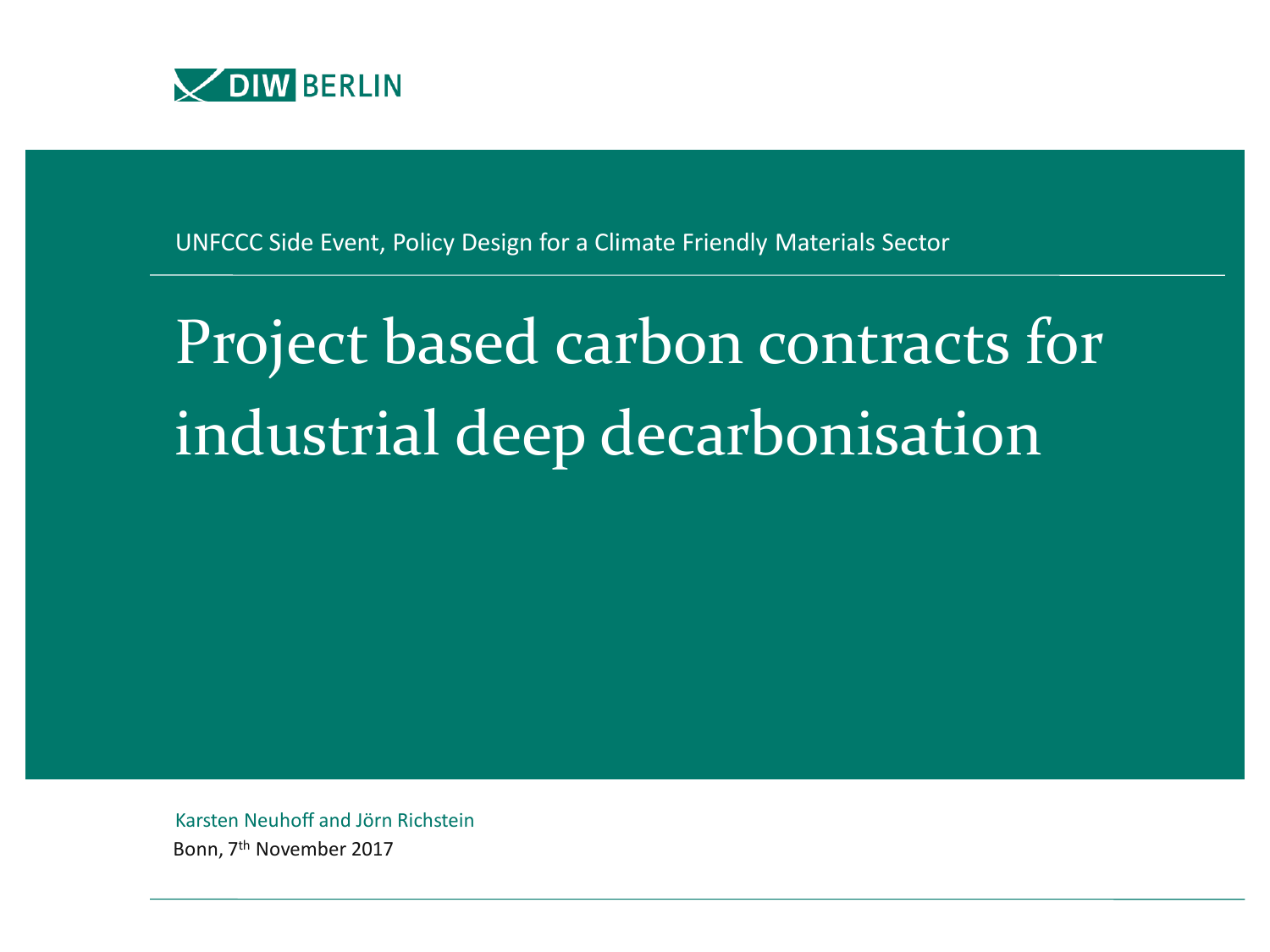DIW BERLIN

UNFCCC Side Event, Policy Design for a Climate Friendly Materials Sector

# Project based carbon contracts for industrial deep decarbonisation

Karsten Neuhoff and Jörn Richstein

Bonn, 7th November 2017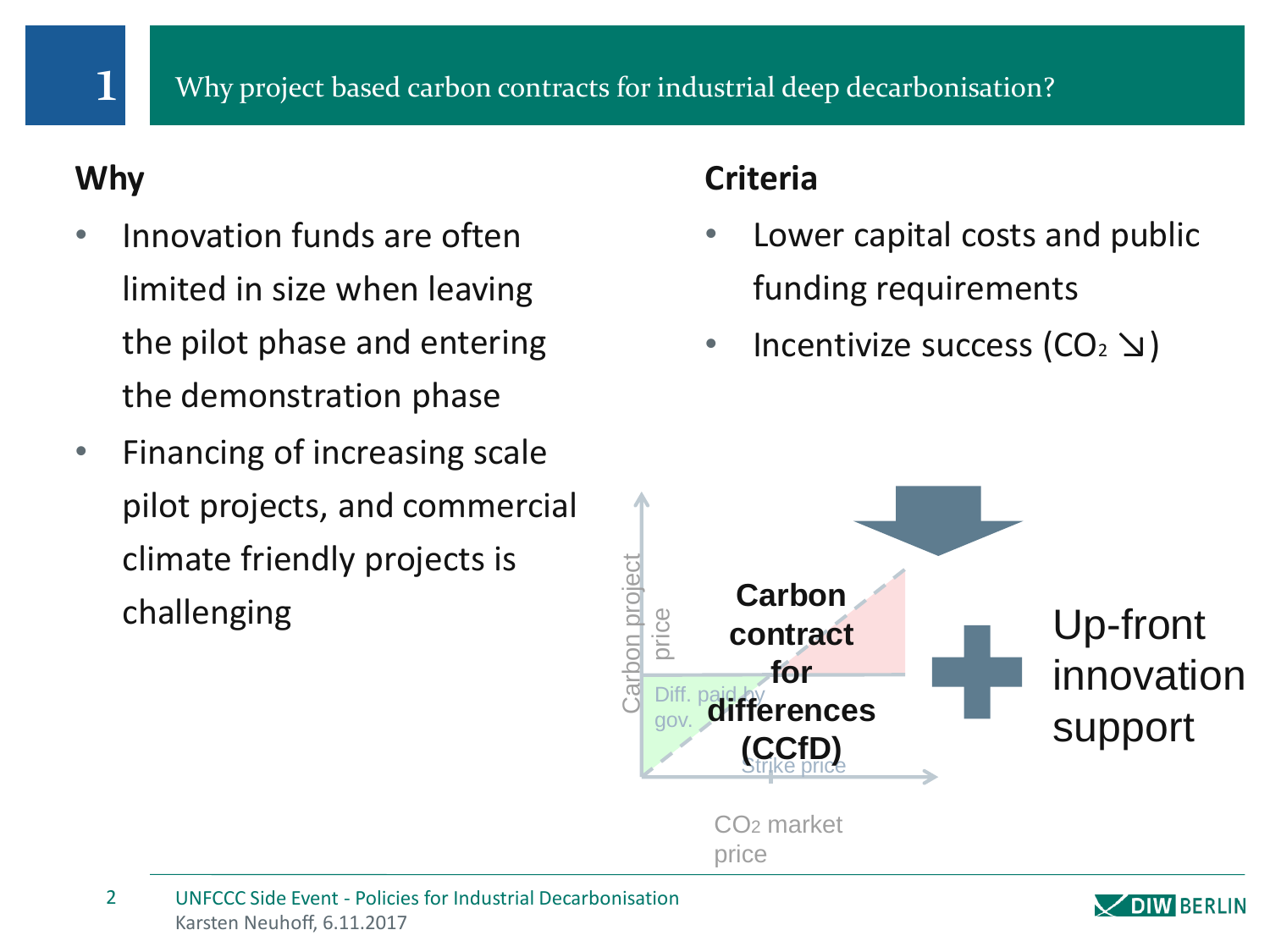# 1 Why project based carbon contracts for industrial deep decarbonisation?

## Why

- Innovation funds are often limited in size when leaving the pilot phase and entering the demonstration phase
- Financing of increasing scale pilot projects, and commercial climate friendly projects is challenging

## Criteria

- Lower capital costs and public funding requirements
- Incentivize success ($CO_2$ ↘)

Carbon project price

Diff. paid by gov.

Strike price

$CO_2$ market price

**Carbon contract for differences (CCfD)**

+

Up-front innovation support

UNFCCC Side Event - Policies for Industrial Decarbonisation
Karsten Neuhoff, 6.11.2017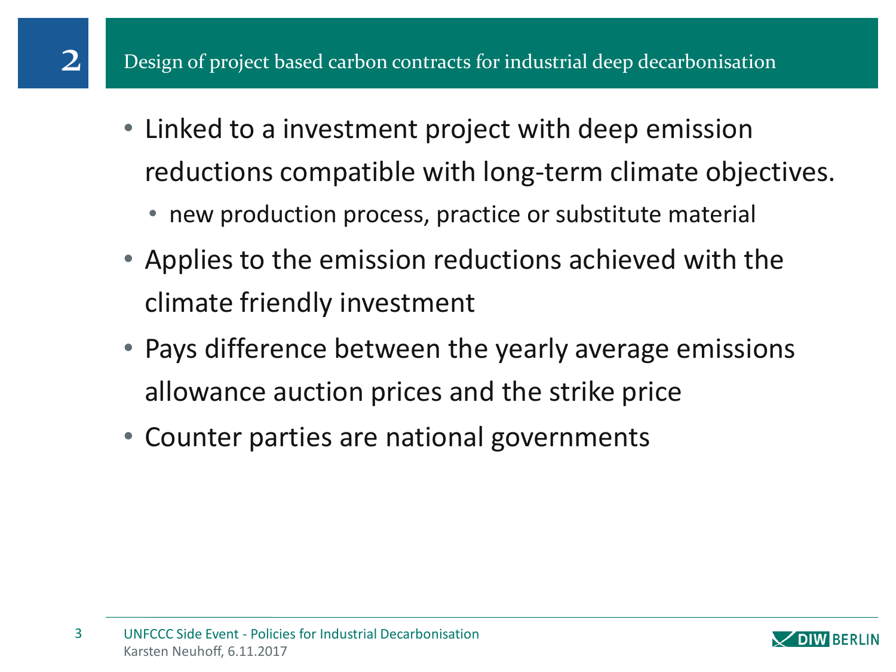## 2 Design of project based carbon contracts for industrial deep decarbonisation

- Linked to a investment project with deep emission reductions compatible with long-term climate objectives.
  - new production process, practice or substitute material
- Applies to the emission reductions achieved with the climate friendly investment
- Pays difference between the yearly average emissions allowance auction prices and the strike price
- Counter parties are national governments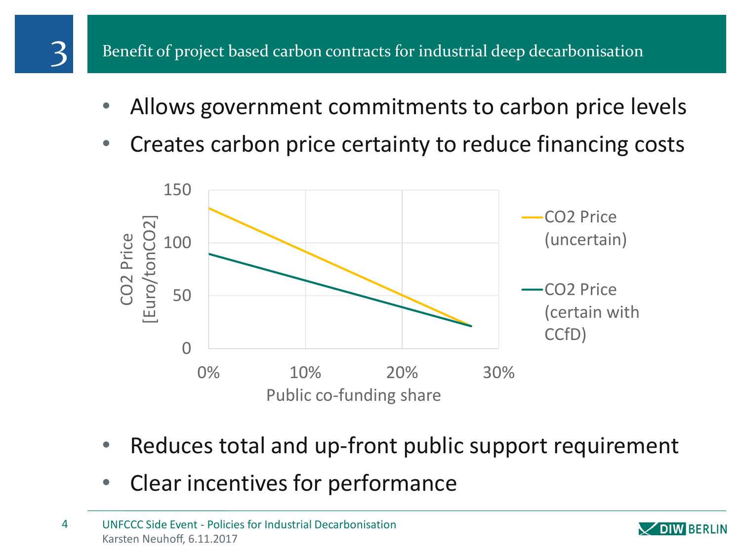# 3 Benefit of project based carbon contracts for industrial deep decarbonisation

- Allows government commitments to carbon price levels
- Creates carbon price certainty to reduce financing costs

- Reduces total and up-front public support requirement
- Clear incentives for performance

UNFCCC Side Event - Policies for Industrial Decarbonisation
Karsten Neuhoff, 6.11.2017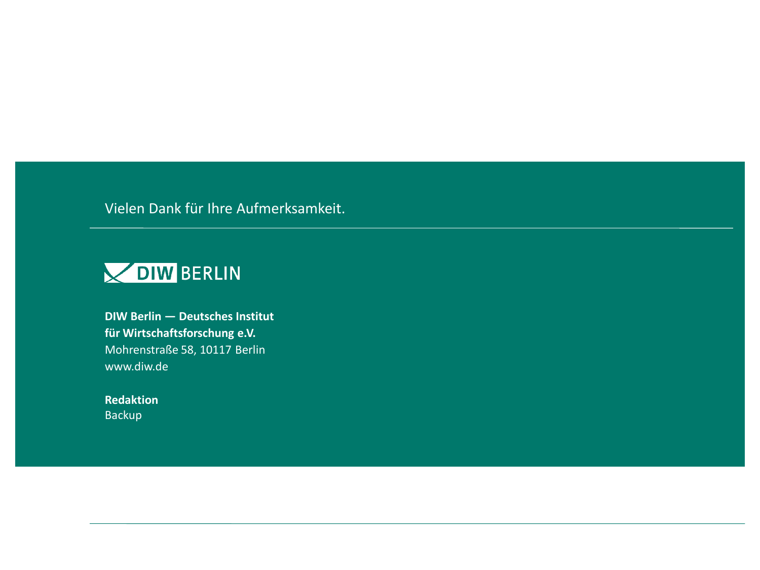Vielen Dank für Ihre Aufmerksamkeit.

DIW BERLIN

**DIW Berlin — Deutsches Institut für Wirtschaftsforschung e.V.**
Mohrenstraße 58, 10117 Berlin
www.diw.de

**Redaktion**
Backup